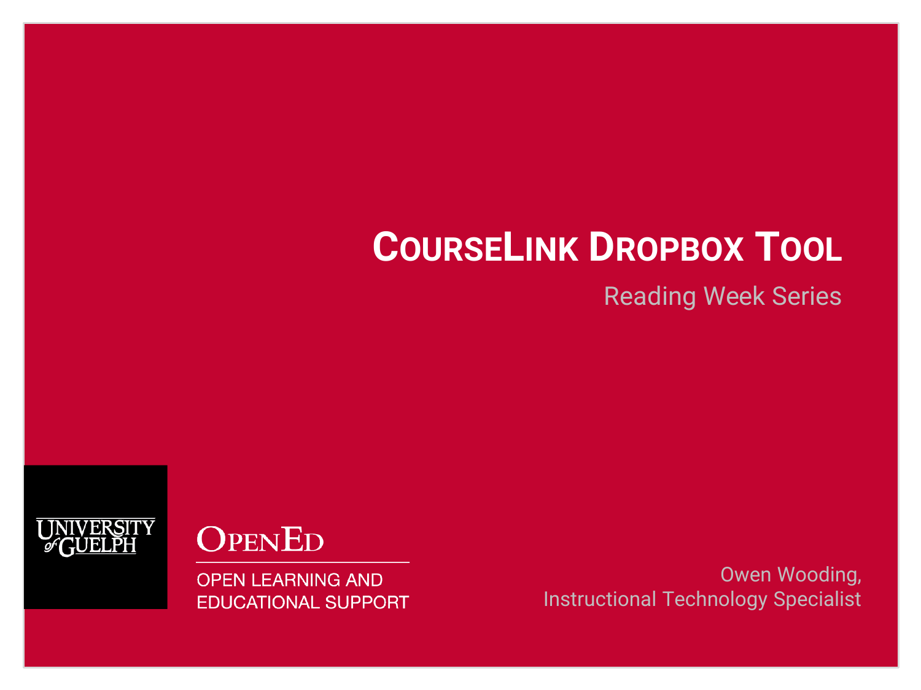# CourseLink Dropbox Tool

Reading Week Series

UNIVERSITY of GUELPH

OpenEd

OPEN LEARNING AND EDUCATIONAL SUPPORT

Owen Wooding,
Instructional Technology Specialist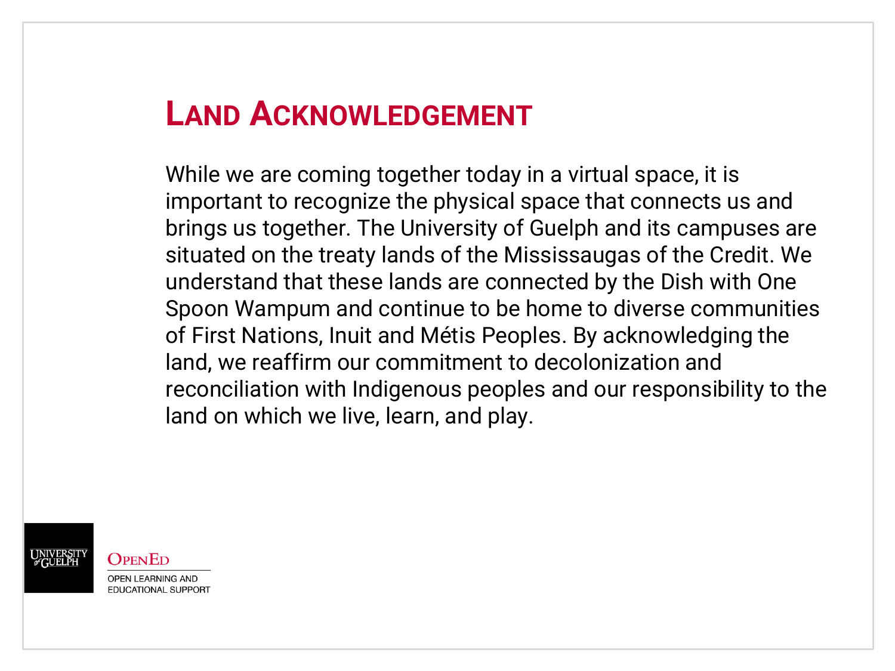# Land Acknowledgement

While we are coming together today in a virtual space, it is important to recognize the physical space that connects us and brings us together. The University of Guelph and its campuses are situated on the treaty lands of the Mississaugas of the Credit. We understand that these lands are connected by the Dish with One Spoon Wampum and continue to be home to diverse communities of First Nations, Inuit and Métis Peoples. By acknowledging the land, we reaffirm our commitment to decolonization and reconciliation with Indigenous peoples and our responsibility to the land on which we live, learn, and play.

University of Guelph

OpenEd

OPEN LEARNING AND EDUCATIONAL SUPPORT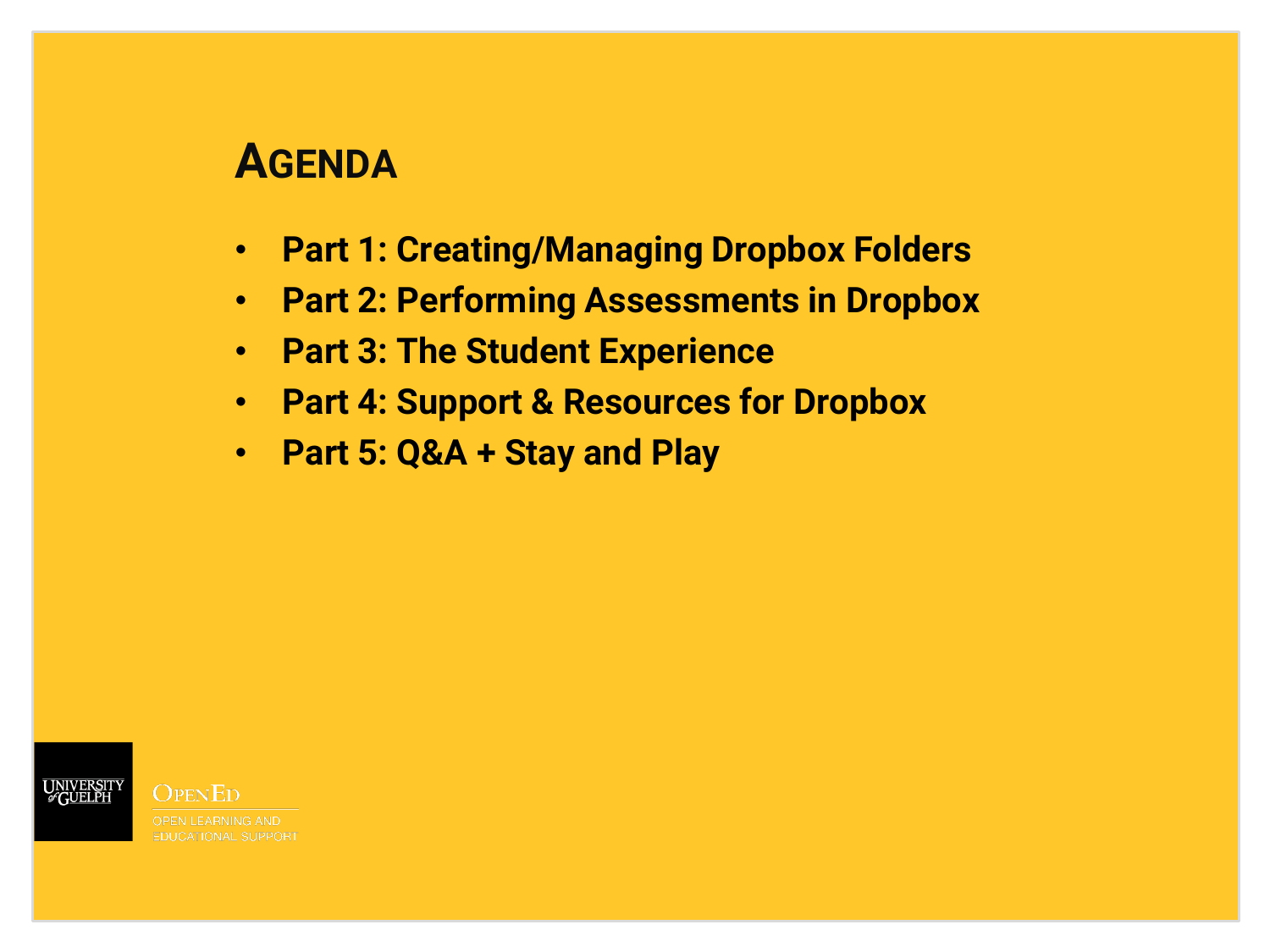# AGENDA

- **Part 1: Creating/Managing Dropbox Folders**
- **Part 2: Performing Assessments in Dropbox**
- **Part 3: The Student Experience**
- **Part 4: Support & Resources for Dropbox**
- **Part 5: Q&A + Stay and Play**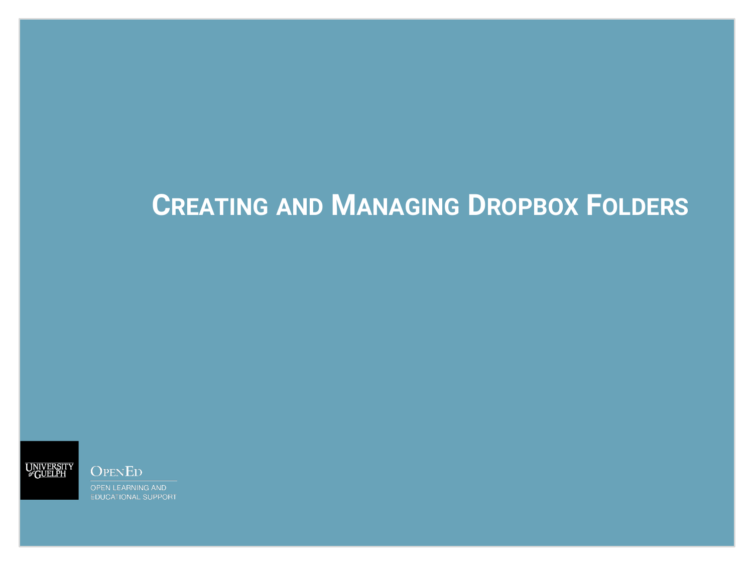# CREATING AND MANAGING DROPBOX FOLDERS

UNIVERSITY of GUELPH

OPENED

OPEN LEARNING AND EDUCATIONAL SUPPORT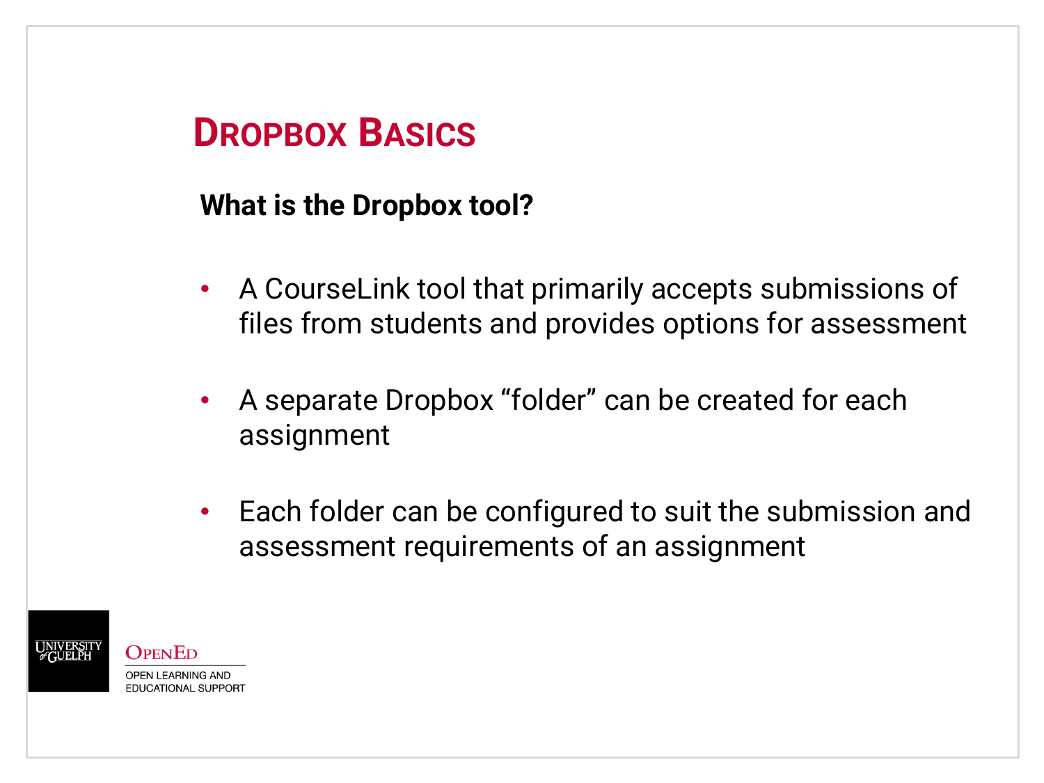# Dropbox Basics

**What is the Dropbox tool?**

- A CourseLink tool that primarily accepts submissions of files from students and provides options for assessment
- A separate Dropbox "folder" can be created for each assignment
- Each folder can be configured to suit the submission and assessment requirements of an assignment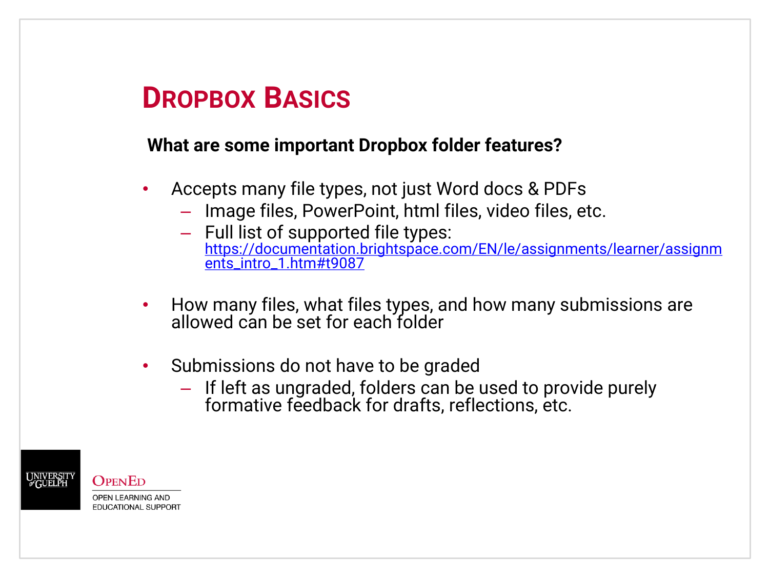# Dropbox Basics

**What are some important Dropbox folder features?**

- Accepts many file types, not just Word docs & PDFs
  - Image files, PowerPoint, html files, video files, etc.
  - Full list of supported file types: https://documentation.brightspace.com/EN/le/assignments/learner/assignments_intro_1.htm#t9087
- How many files, what files types, and how many submissions are allowed can be set for each folder
- Submissions do not have to be graded
  - If left as ungraded, folders can be used to provide purely formative feedback for drafts, reflections, etc.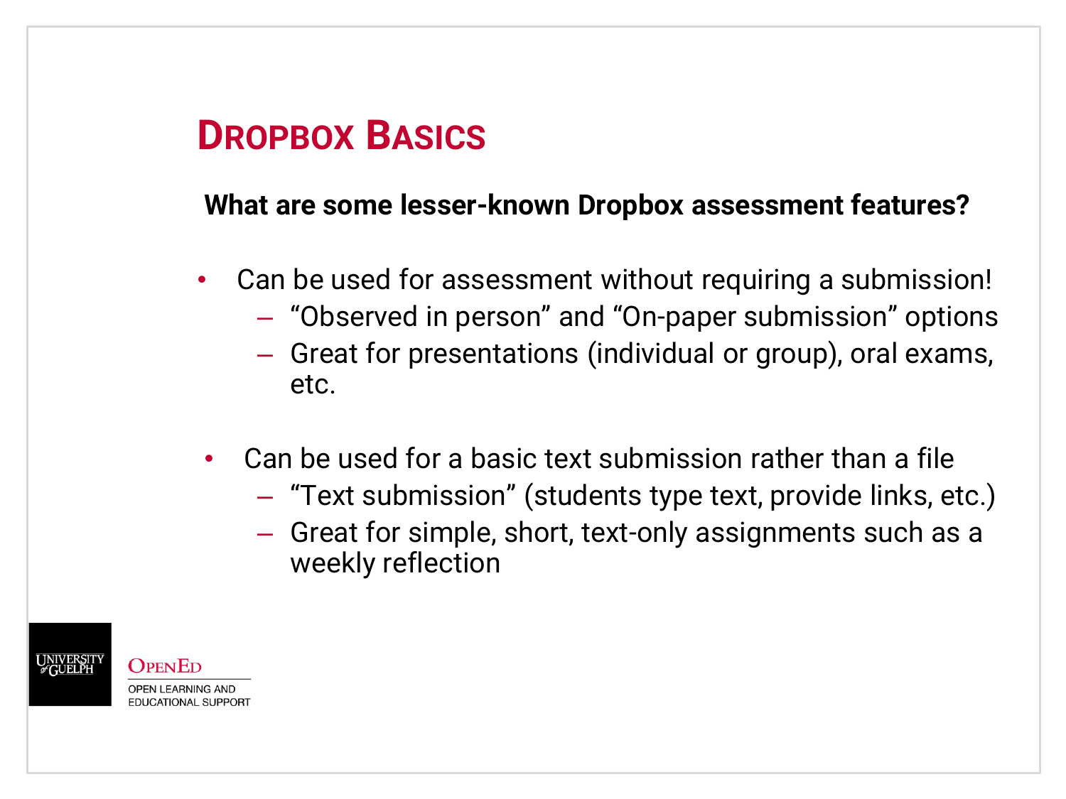# Dropbox Basics

**What are some lesser-known Dropbox assessment features?**

- Can be used for assessment without requiring a submission!
  - "Observed in person" and "On-paper submission" options
  - Great for presentations (individual or group), oral exams, etc.
- Can be used for a basic text submission rather than a file
  - "Text submission" (students type text, provide links, etc.)
  - Great for simple, short, text-only assignments such as a weekly reflection

University of Guelph | OpenEd – Open Learning and Educational Support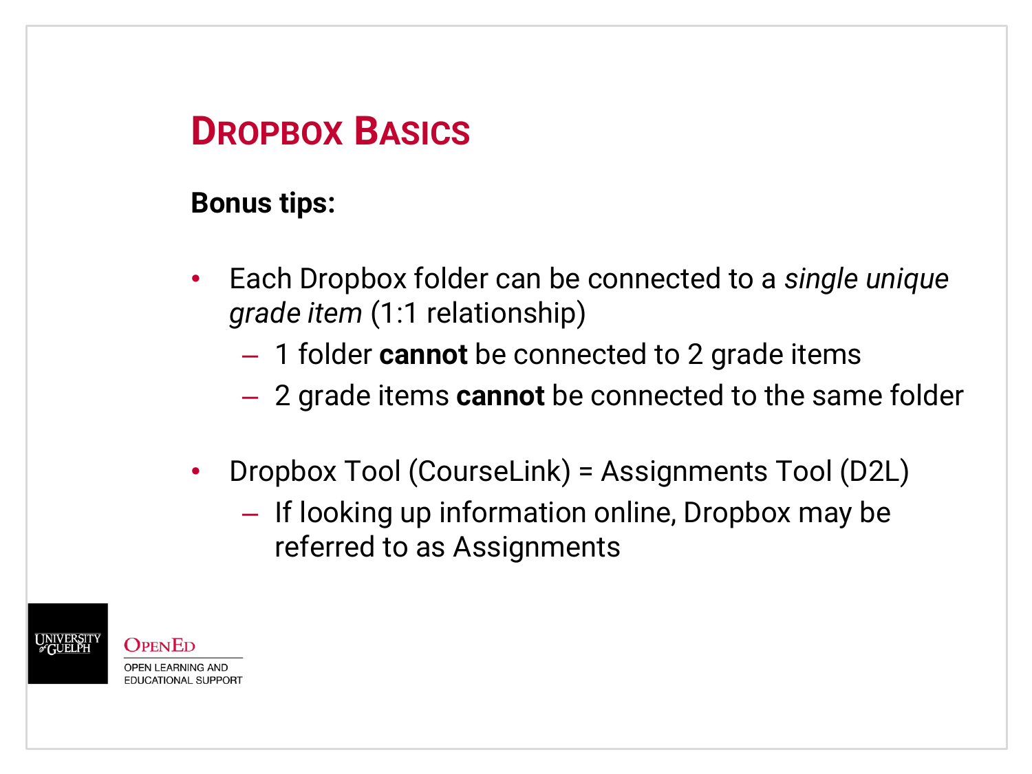# Dropbox Basics

**Bonus tips:**

- Each Dropbox folder can be connected to a *single unique grade item* (1:1 relationship)
  - 1 folder **cannot** be connected to 2 grade items
  - 2 grade items **cannot** be connected to the same folder
- Dropbox Tool (CourseLink) = Assignments Tool (D2L)
  - If looking up information online, Dropbox may be referred to as Assignments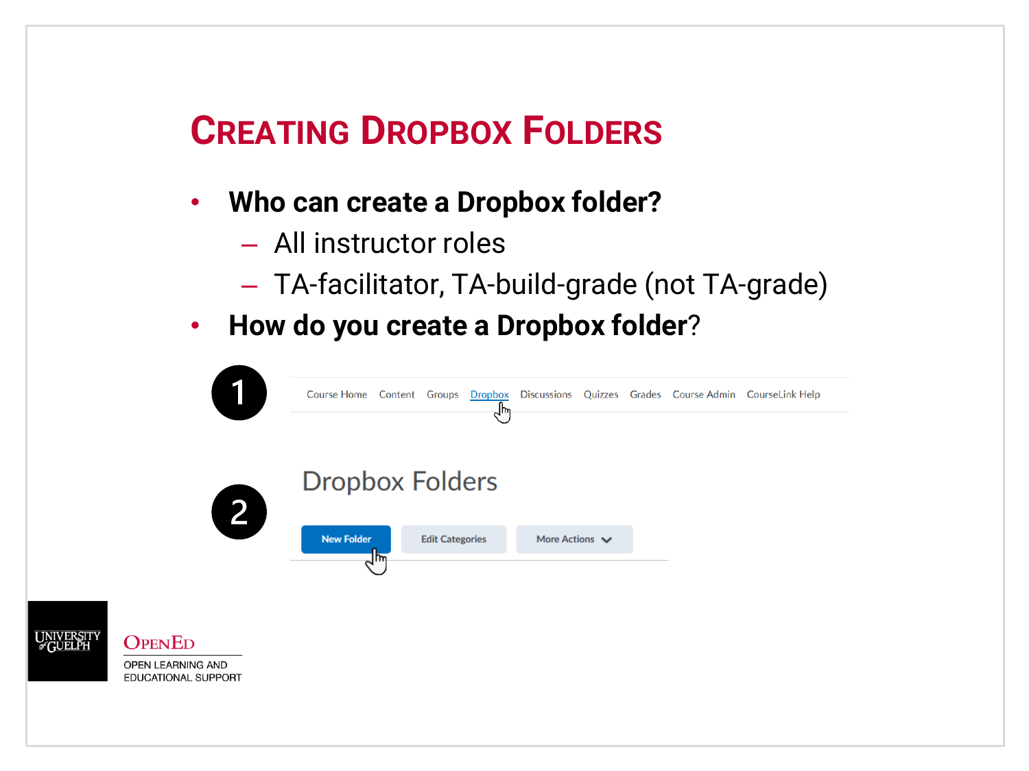# Creating Dropbox Folders

- **Who can create a Dropbox folder?**
  - All instructor roles
  - TA-facilitator, TA-build-grade (not TA-grade)
- **How do you create a Dropbox folder**?

1. Course Home | Content | Groups | Dropbox | Discussions | Quizzes | Grades | Course Admin | CourseLink Help

2. Dropbox Folders

   New Folder | Edit Categories | More Actions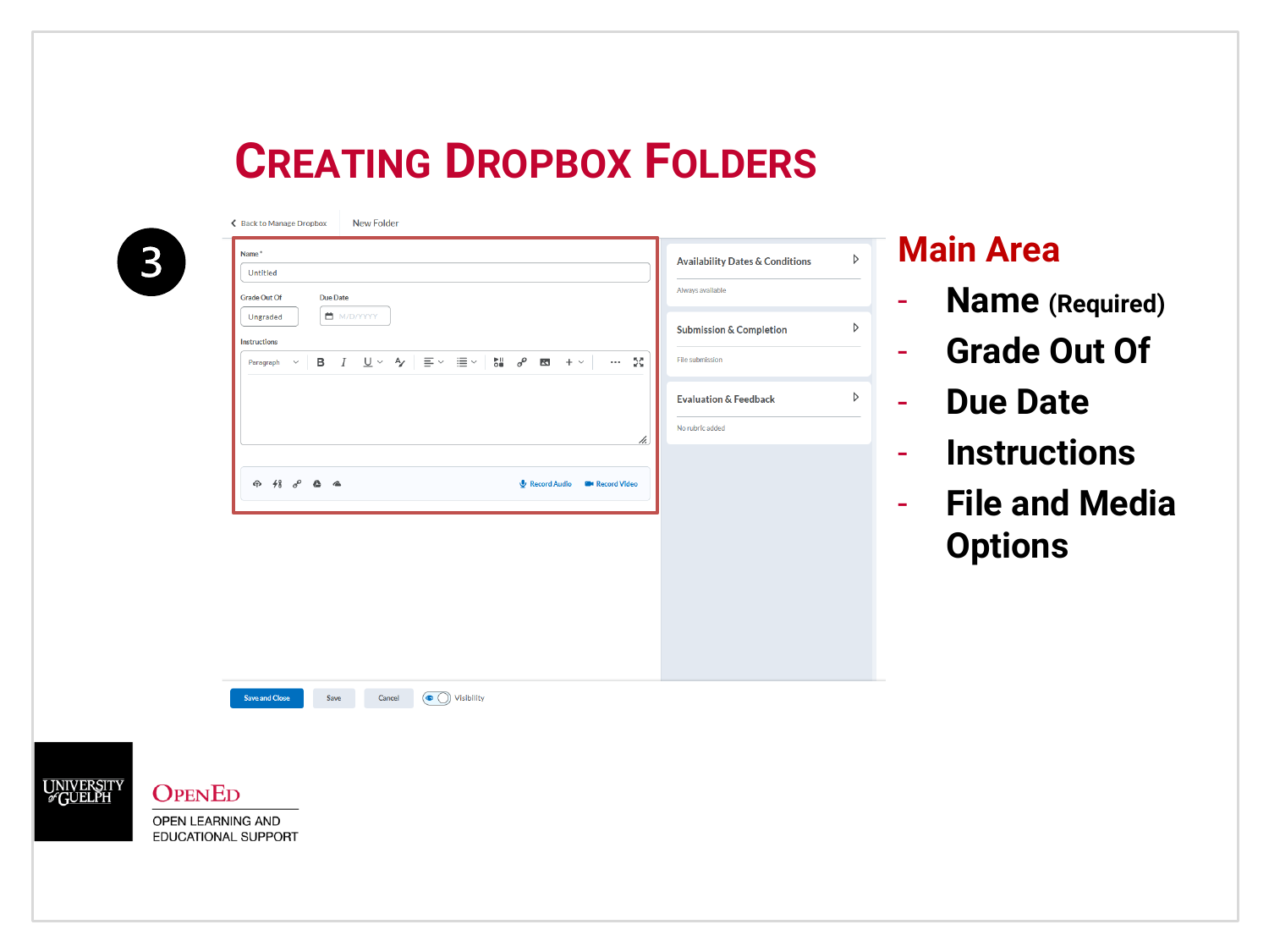# Creating Dropbox Folders

3

## Main Area

- Name (Required)
- Grade Out Of
- Due Date
- Instructions
- File and Media Options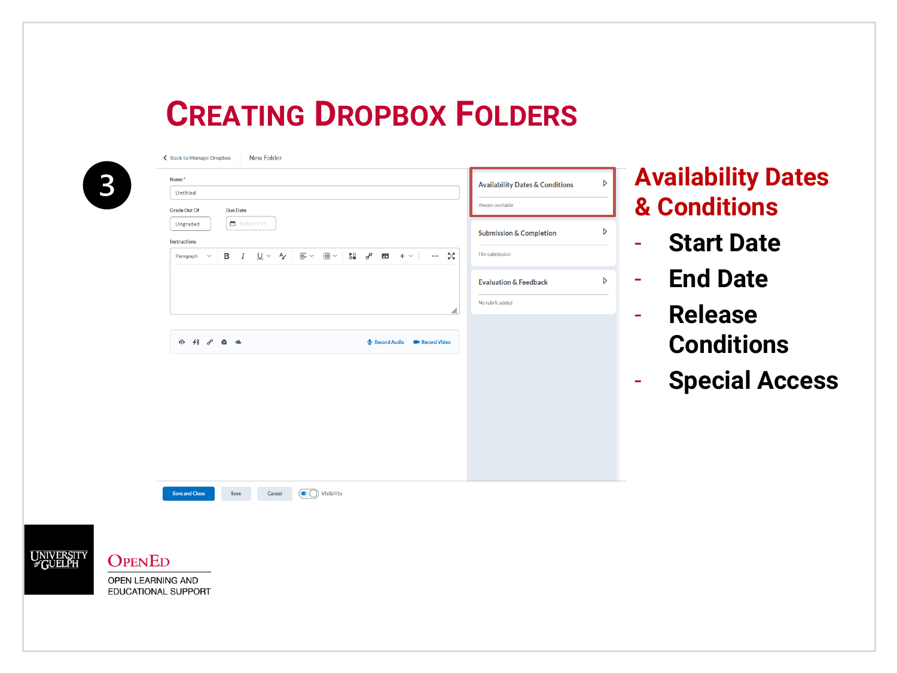# Creating Dropbox Folders

3

Back to Manage Dropbox | New Folder

Name *

Untitled

Grade Out Of: Ungraded

Due Date: M/D/YYYY

Instructions

Record Audio | Record Video

Availability Dates & Conditions
Always available

Submission & Completion
File submission

Evaluation & Feedback
No rubric added

Save and Close | Save | Cancel | Visibility

## Availability Dates & Conditions

- Start Date
- End Date
- Release Conditions
- Special Access

University of Guelph

OpenEd
OPEN LEARNING AND EDUCATIONAL SUPPORT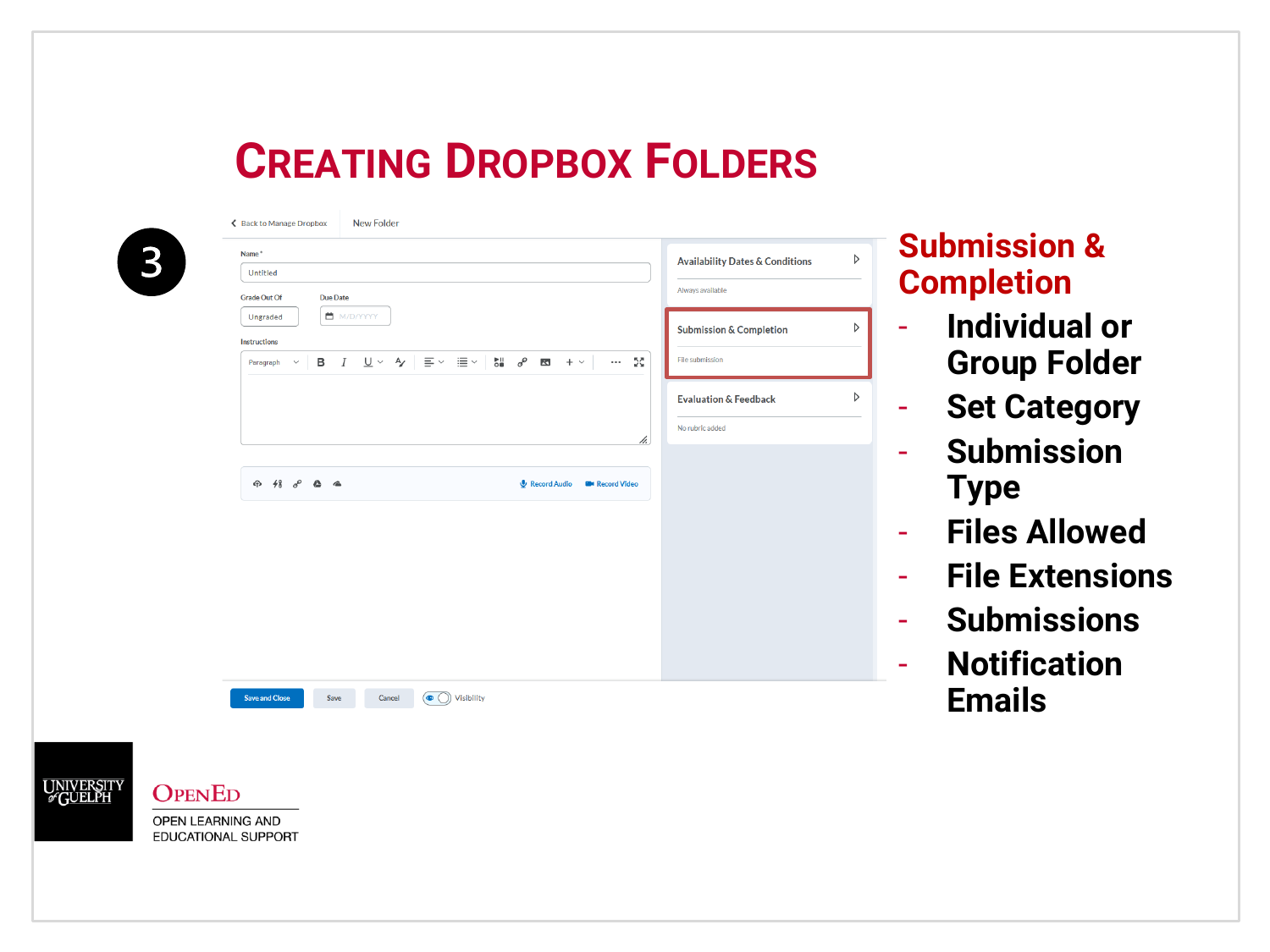# Creating Dropbox Folders

3

Back to Manage Dropbox | New Folder

Name *

Untitled

Grade Out Of: Ungraded

Due Date: M/D/YYYY

Instructions

Record Audio | Record Video

Availability Dates & Conditions — Always available

Submission & Completion — File submission

Evaluation & Feedback — No rubric added

Save and Close | Save | Cancel | Visibility

## Submission & Completion

- Individual or Group Folder
- Set Category
- Submission Type
- Files Allowed
- File Extensions
- Submissions
- Notification Emails

University of Guelph

OpenEd

OPEN LEARNING AND EDUCATIONAL SUPPORT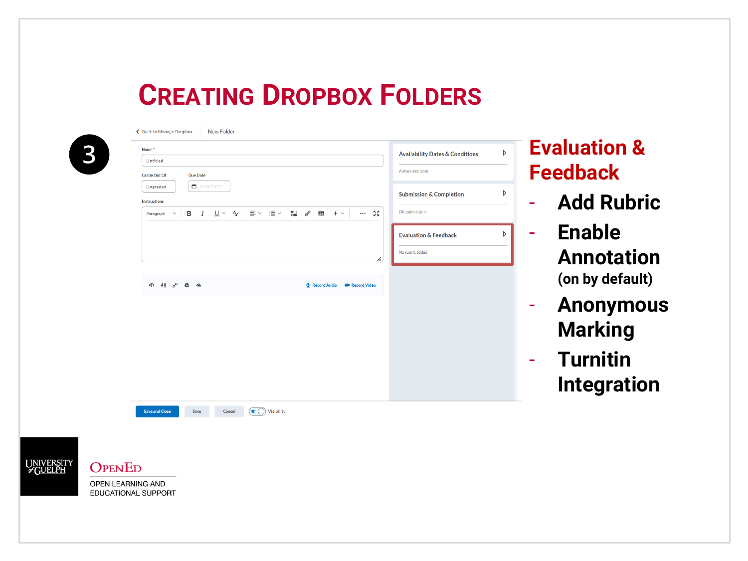# Creating Dropbox Folders

3

Back to Manage Dropbox | New Folder

Name *

Untitled

Grade Out Of: Ungraded

Due Date: M/D/YYYY

Instructions

Record Audio | Record Video

Availability Dates & Conditions — Always available

Submission & Completion — File submission

Evaluation & Feedback — No rubric added

Save and Close | Save | Cancel | Visibility

## Evaluation & Feedback

- Add Rubric
- Enable Annotation (on by default)
- Anonymous Marking
- Turnitin Integration

University of Guelph — OpenEd — Open Learning and Educational Support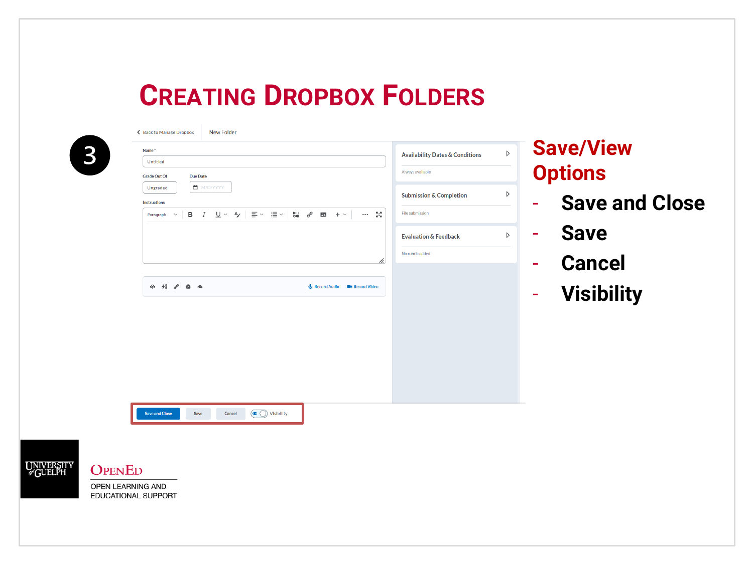# Creating Dropbox Folders

3

## Save/View Options

- Save and Close
- Save
- Cancel
- Visibility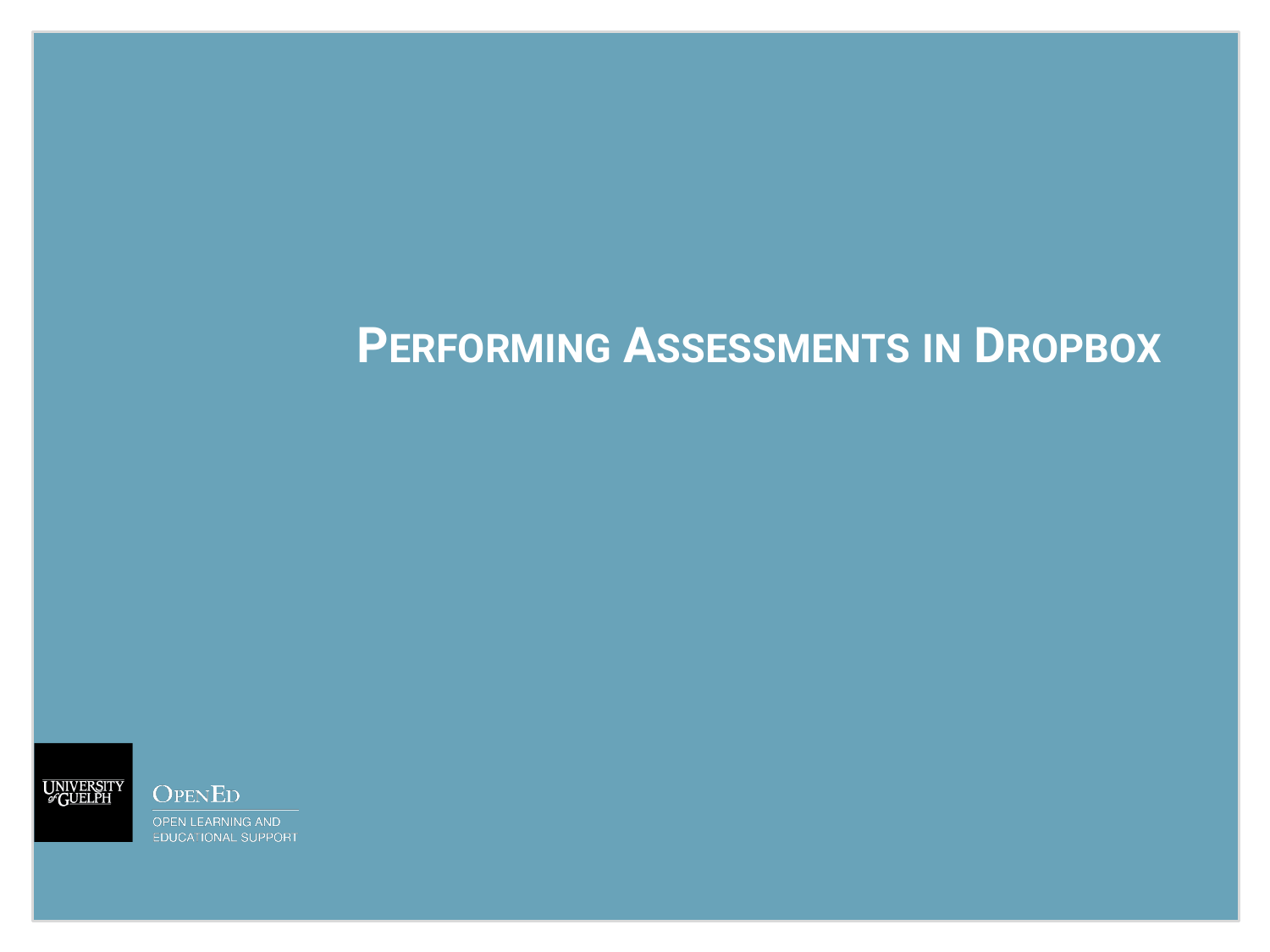# Performing Assessments in Dropbox

University of Guelph

OpenEd

Open Learning and Educational Support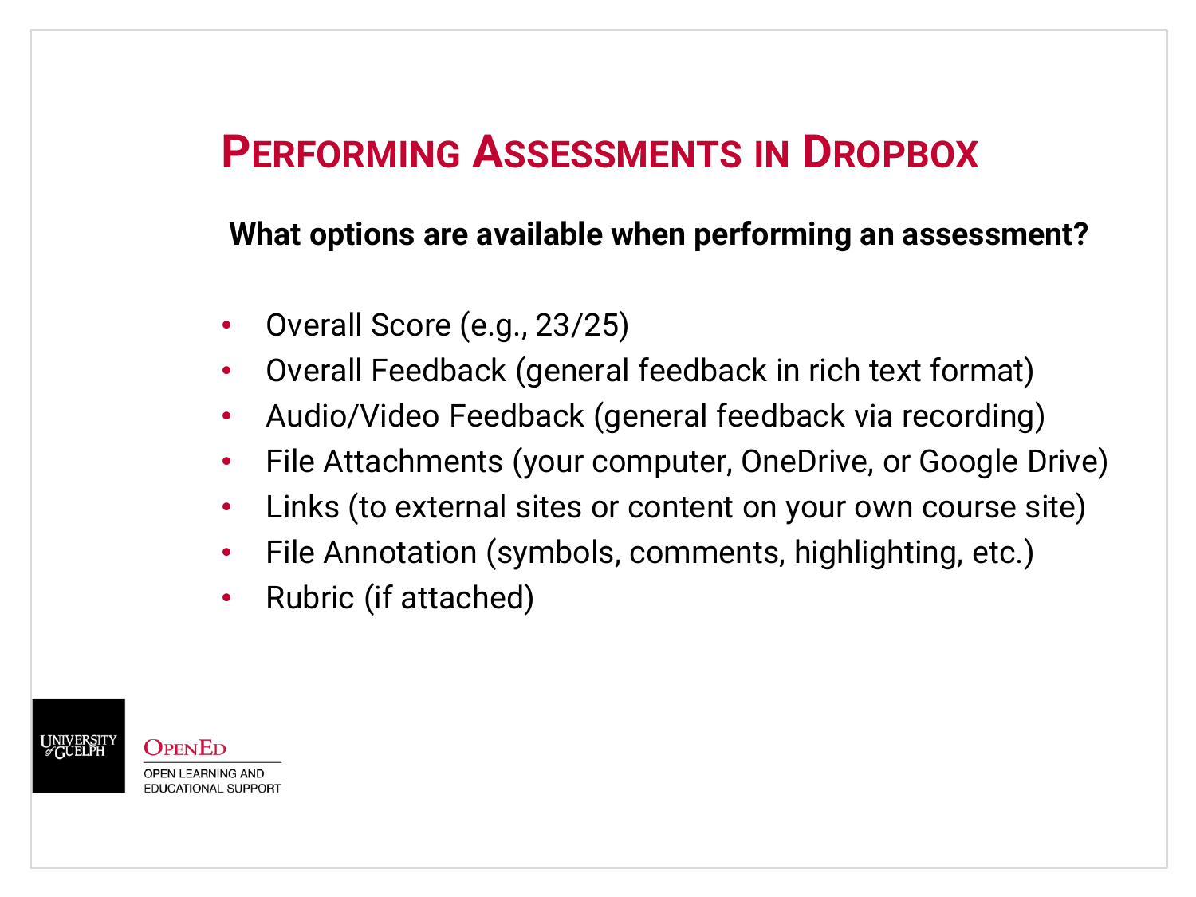# Performing Assessments in Dropbox

**What options are available when performing an assessment?**

- Overall Score (e.g., 23/25)
- Overall Feedback (general feedback in rich text format)
- Audio/Video Feedback (general feedback via recording)
- File Attachments (your computer, OneDrive, or Google Drive)
- Links (to external sites or content on your own course site)
- File Annotation (symbols, comments, highlighting, etc.)
- Rubric (if attached)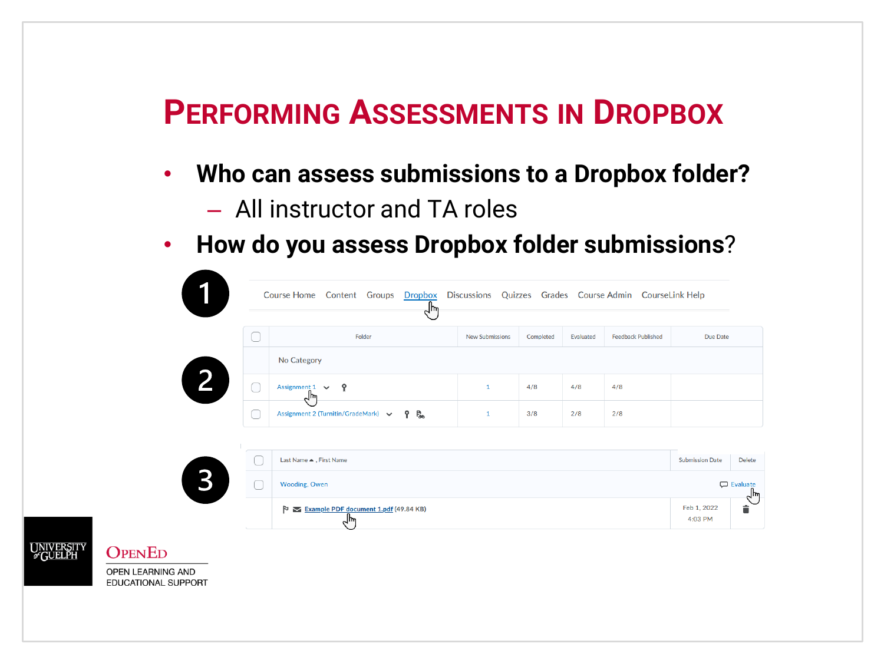# Performing Assessments in Dropbox

- **Who can assess submissions to a Dropbox folder?**
  - All instructor and TA roles
- **How do you assess Dropbox folder submissions?**

1

Course Home Content Groups Dropbox Discussions Quizzes Grades Course Admin CourseLink Help

2

| | Folder | New Submissions | Completed | Evaluated | Feedback Published | Due Date |
|---|---|---|---|---|---|---|
| | No Category | | | | | |
| | Assignment 1 | 1 | 4/8 | 4/8 | 4/8 | |
| | Assignment 2 (Turnitin/GradeMark) | 1 | 3/8 | 2/8 | 2/8 | |

3

| | Last Name ▲ , First Name | Submission Date | Delete |
|---|---|---|---|
| | Wooding, Owen — Evaluate | | |
| | Example PDF document 1.pdf (49.84 KB) | Feb 1, 2022 4:03 PM | |

University of Guelph | OpenEd — Open Learning and Educational Support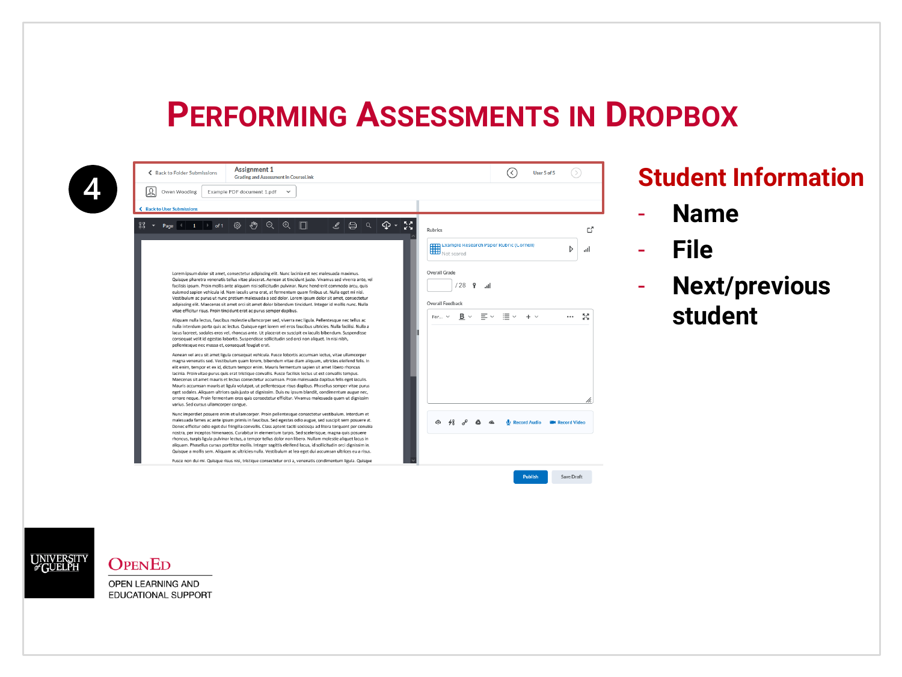# Performing Assessments in Dropbox

4

## Student Information

- Name
- File
- Next/previous student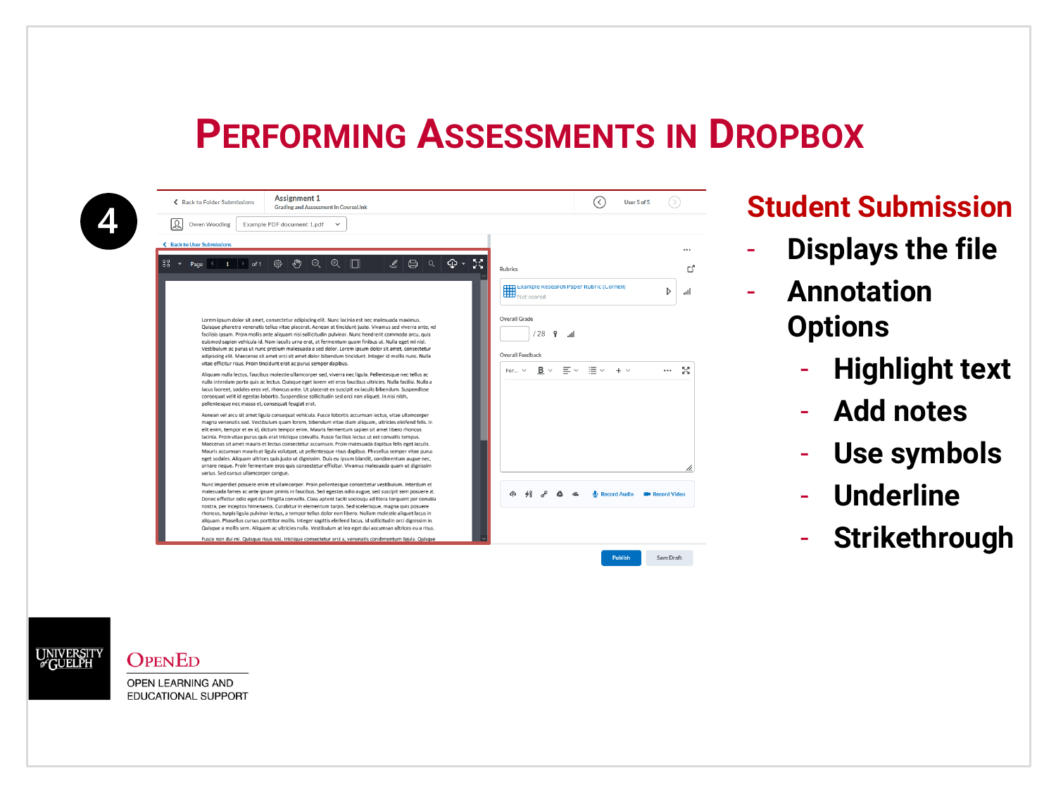# Performing Assessments in Dropbox

4

## Student Submission

- Displays the file
- Annotation Options
  - Highlight text
  - Add notes
  - Use symbols
  - Underline
  - Strikethrough

University of Guelph

OpenEd

Open Learning and Educational Support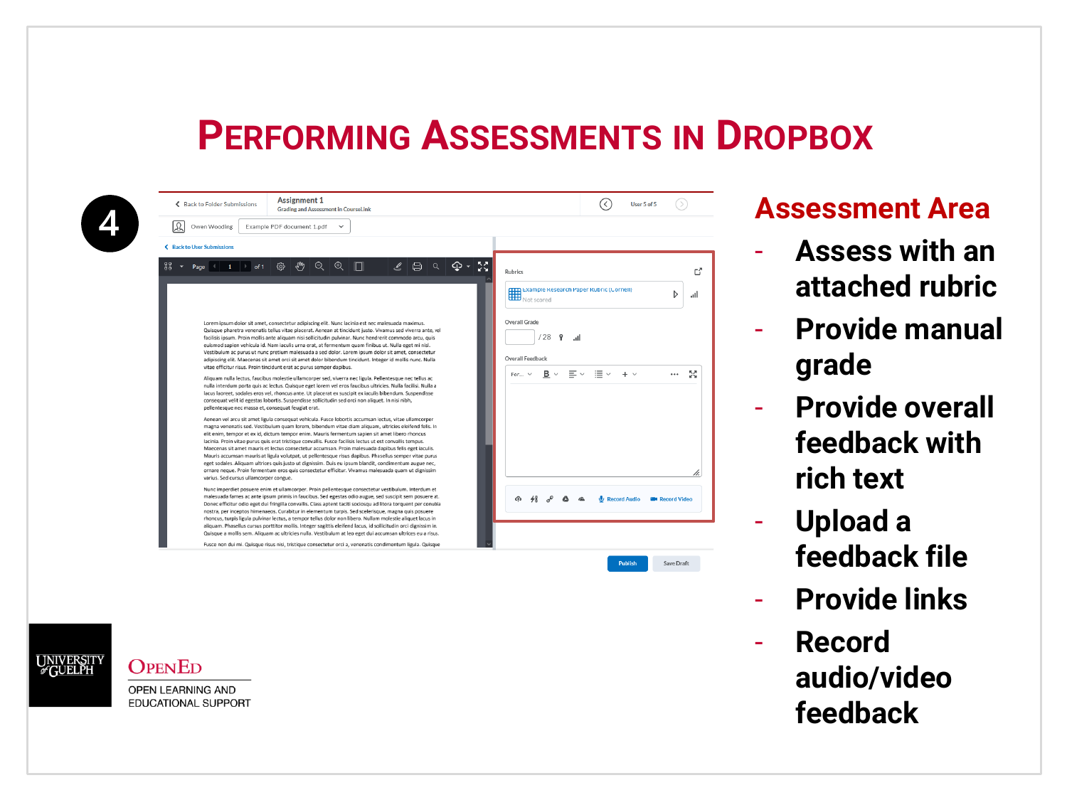# Performing Assessments in Dropbox

4

## Assessment Area

- Assess with an attached rubric
- Provide manual grade
- Provide overall feedback with rich text
- Upload a feedback file
- Provide links
- Record audio/video feedback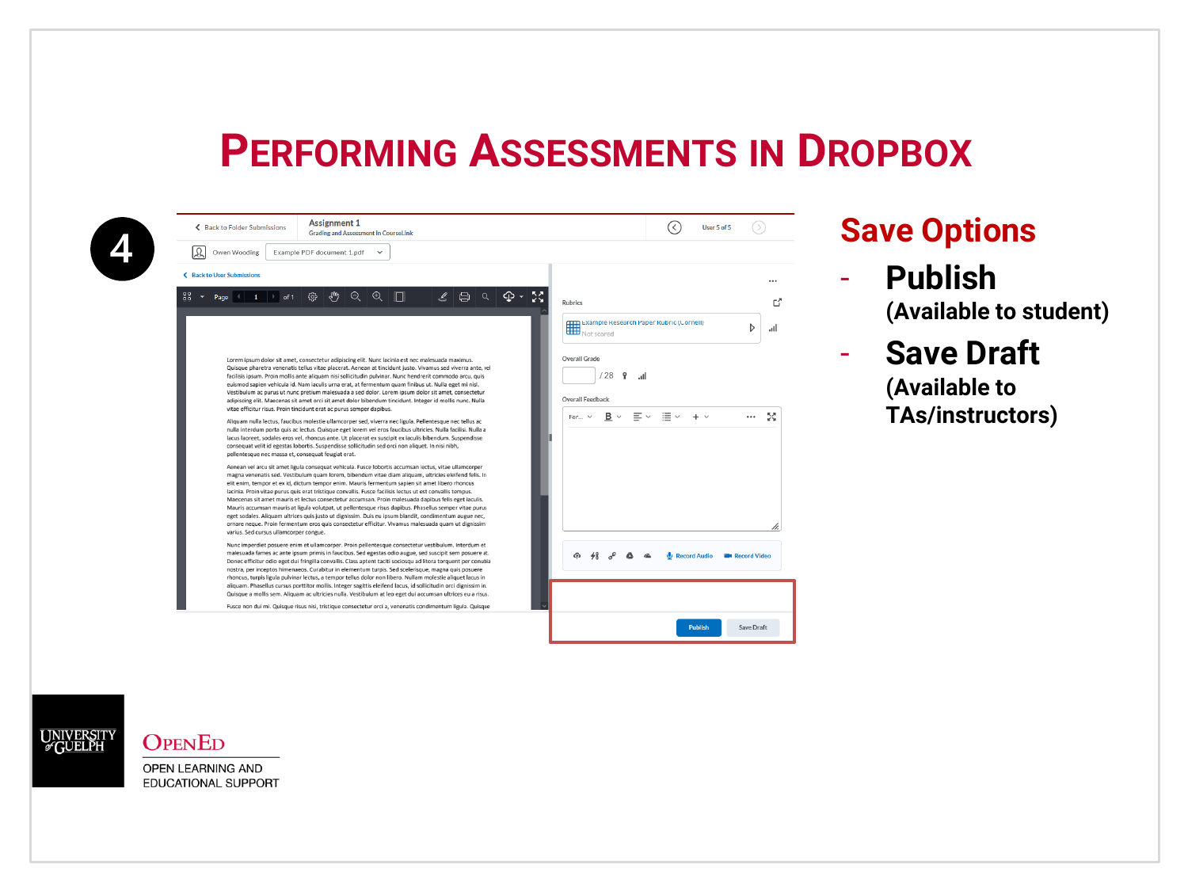# Performing Assessments in Dropbox

4

## Save Options

- **Publish** (Available to student)
- **Save Draft** (Available to TAs/instructors)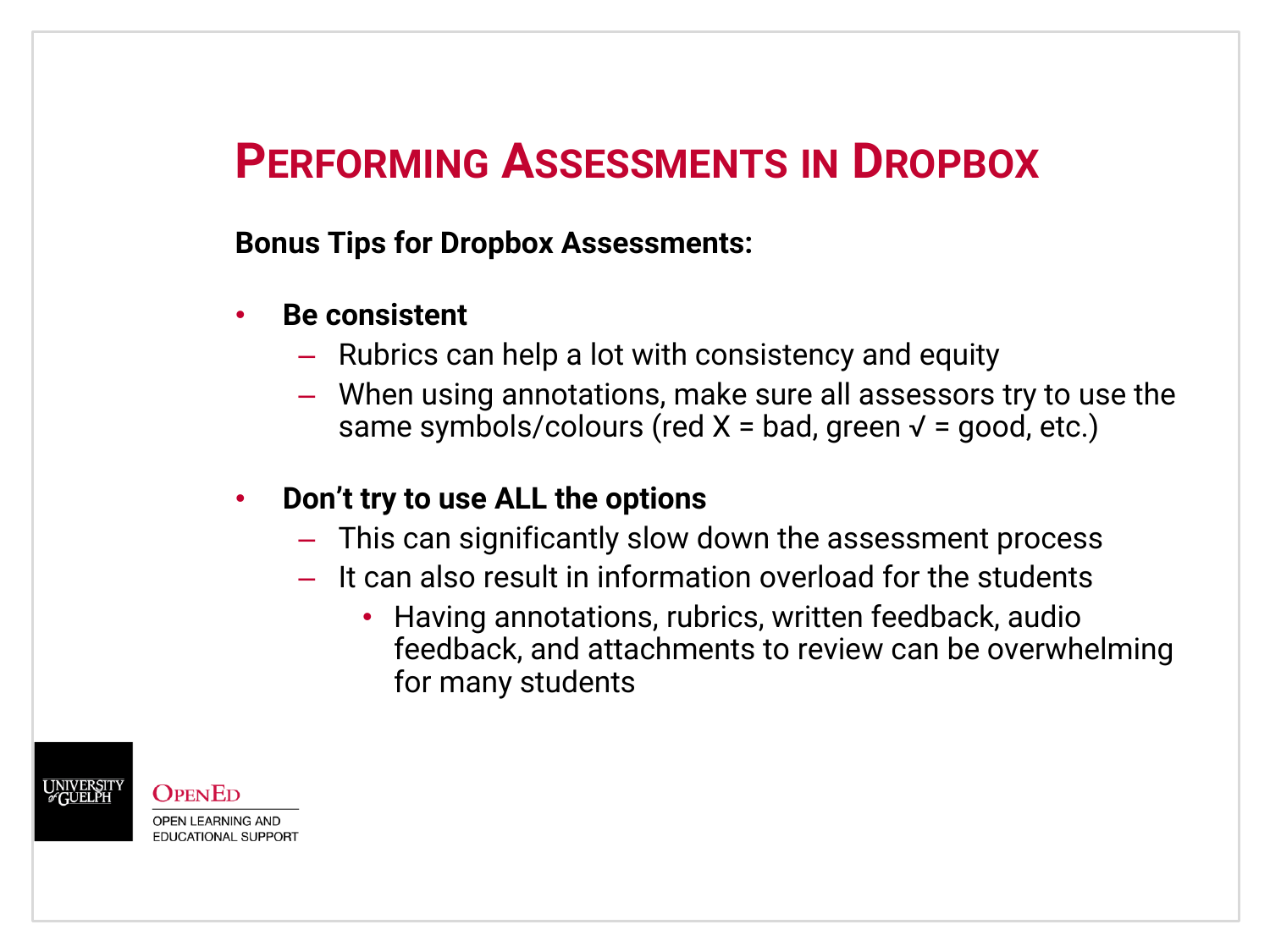# Performing Assessments in Dropbox

**Bonus Tips for Dropbox Assessments:**

- **Be consistent**
  - Rubrics can help a lot with consistency and equity
  - When using annotations, make sure all assessors try to use the same symbols/colours (red X = bad, green √ = good, etc.)

- **Don't try to use ALL the options**
  - This can significantly slow down the assessment process
  - It can also result in information overload for the students
    - Having annotations, rubrics, written feedback, audio feedback, and attachments to review can be overwhelming for many students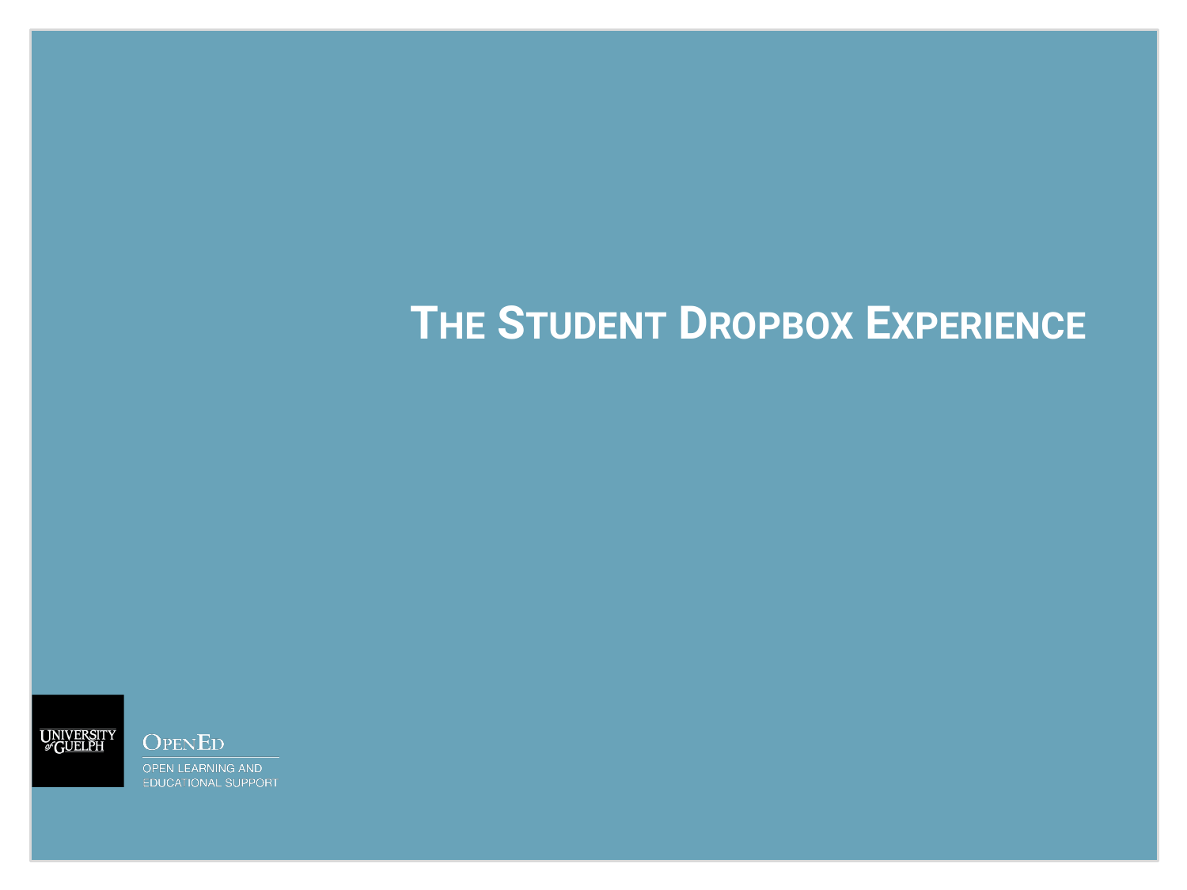# The Student Dropbox Experience

University of Guelph

OpenEd

Open Learning and Educational Support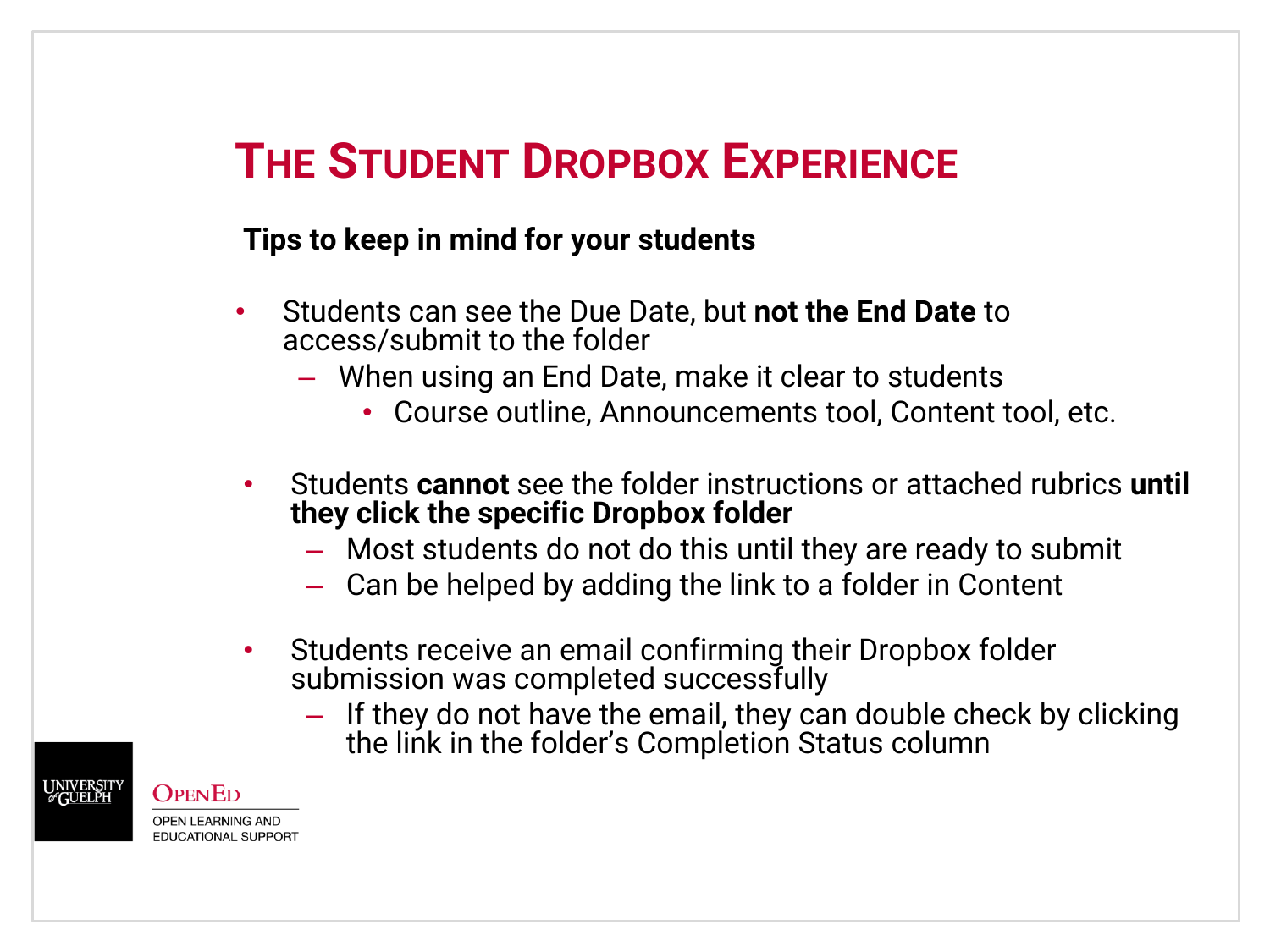# The Student Dropbox Experience

**Tips to keep in mind for your students**

- Students can see the Due Date, but **not the End Date** to access/submit to the folder
  - When using an End Date, make it clear to students
    - Course outline, Announcements tool, Content tool, etc.

- Students **cannot** see the folder instructions or attached rubrics **until they click the specific Dropbox folder**
  - Most students do not do this until they are ready to submit
  - Can be helped by adding the link to a folder in Content

- Students receive an email confirming their Dropbox folder submission was completed successfully
  - If they do not have the email, they can double check by clicking the link in the folder's Completion Status column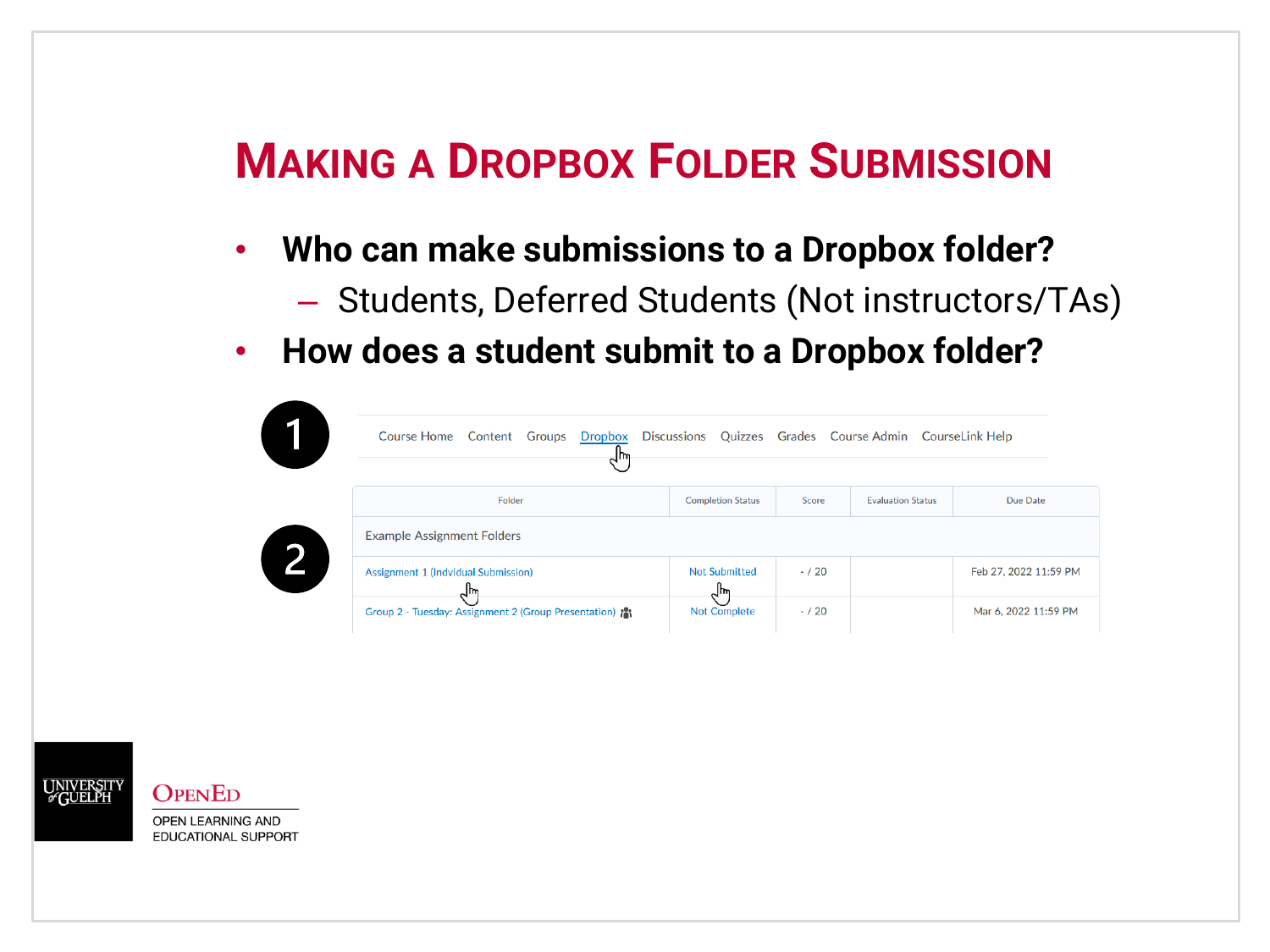# Making a Dropbox Folder Submission

- **Who can make submissions to a Dropbox folder?**
  - Students, Deferred Students (Not instructors/TAs)
- **How does a student submit to a Dropbox folder?**

1

Course Home | Content | Groups | Dropbox | Discussions | Quizzes | Grades | Course Admin | CourseLink Help

2

| Folder | Completion Status | Score | Evaluation Status | Due Date |
|---|---|---|---|---|
| Example Assignment Folders | | | | |
| Assignment 1 (Indvidual Submission) | Not Submitted | - / 20 | | Feb 27, 2022 11:59 PM |
| Group 2 - Tuesday: Assignment 2 (Group Presentation) | Not Complete | - / 20 | | Mar 6, 2022 11:59 PM |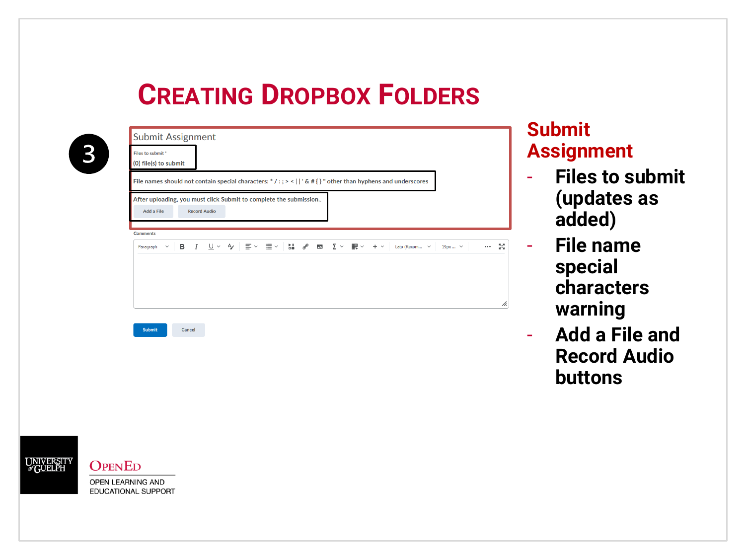# Creating Dropbox Folders

3

Submit Assignment

Files to submit *

(0) file(s) to submit

File names should not contain special characters: * / : ; > < | | ' & # { } " other than hyphens and underscores

After uploading, you must click Submit to complete the submission..

Add a File | Record Audio

Comments

Submit | Cancel

## Submit Assignment

- Files to submit (updates as added)
- File name special characters warning
- Add a File and Record Audio buttons

UNIVERSITY of GUELPH

OpenEd

OPEN LEARNING AND EDUCATIONAL SUPPORT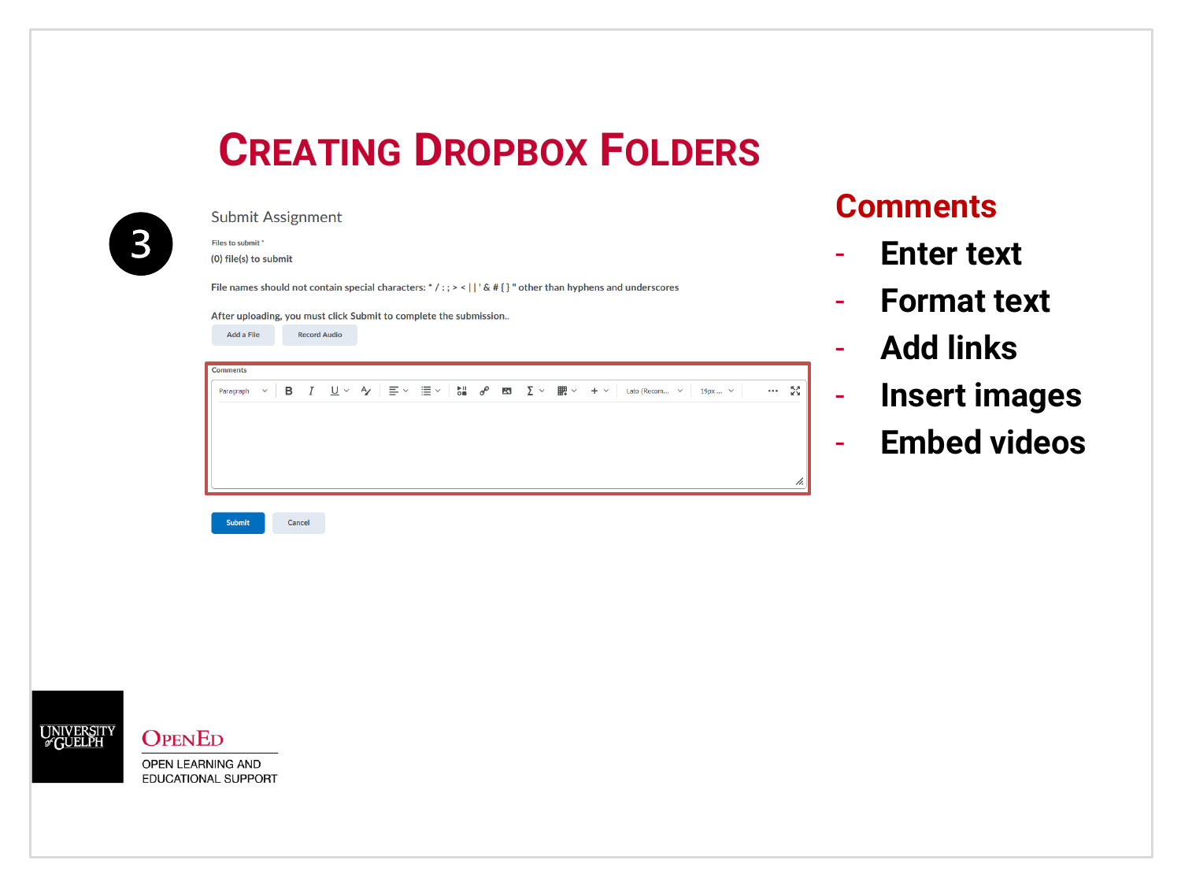# Creating Dropbox Folders

3

Submit Assignment

Files to submit *

(0) file(s) to submit

File names should not contain special characters: * / : ; > < | | ' & # { } " other than hyphens and underscores

After uploading, you must click Submit to complete the submission..

Add a File | Record Audio

Comments

Paragraph | B | I | U | Lato (Recom... | 19px ...

Submit | Cancel

## Comments

- Enter text
- Format text
- Add links
- Insert images
- Embed videos

UNIVERSITY of GUELPH

OpenEd

OPEN LEARNING AND EDUCATIONAL SUPPORT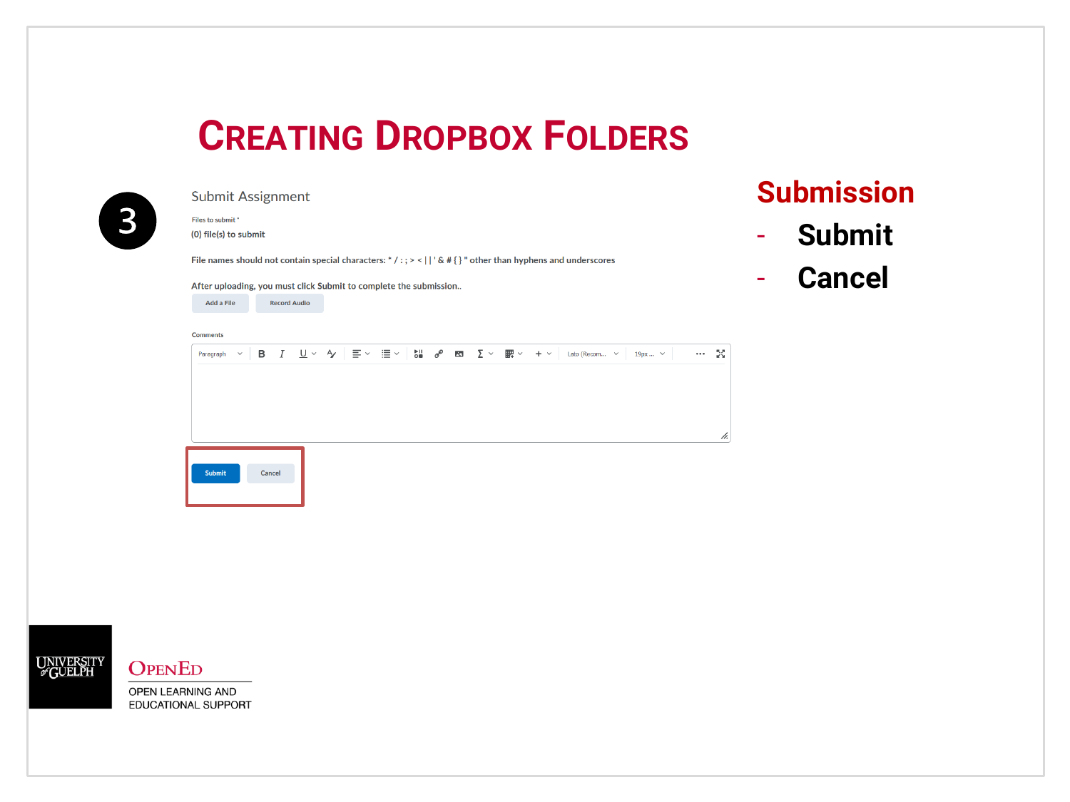# Creating Dropbox Folders

3

Submit Assignment

Files to submit *

(0) file(s) to submit

File names should not contain special characters: * / : ; > < | | ' & # { } " other than hyphens and underscores

After uploading, you must click Submit to complete the submission..

Add a File | Record Audio

Comments

Submit | Cancel

## Submission

- Submit
- Cancel

UNIVERSITY of GUELPH

OPENED

OPEN LEARNING AND EDUCATIONAL SUPPORT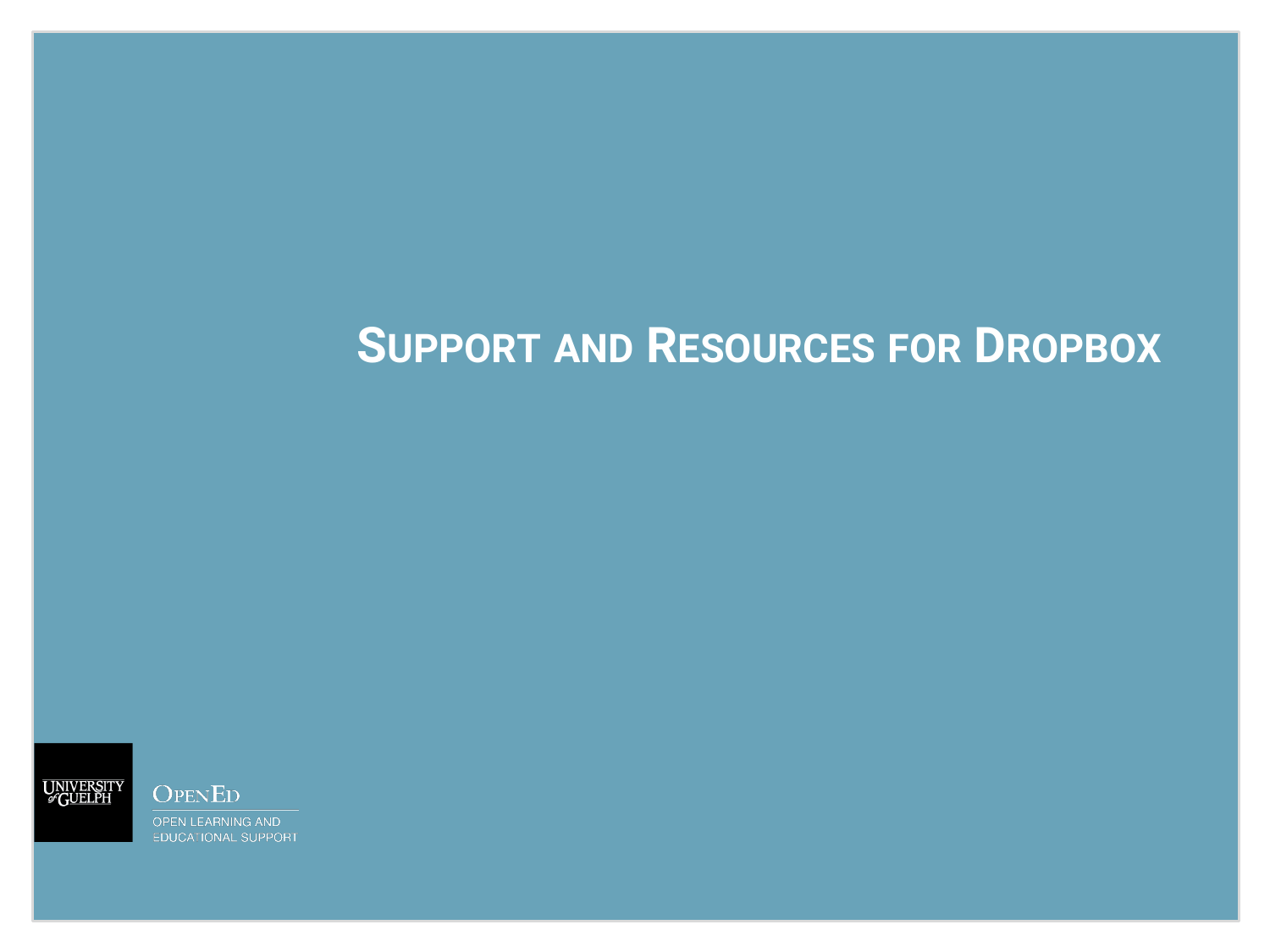# Support and Resources for Dropbox

UNIVERSITY of GUELPH

OpenEd

OPEN LEARNING AND EDUCATIONAL SUPPORT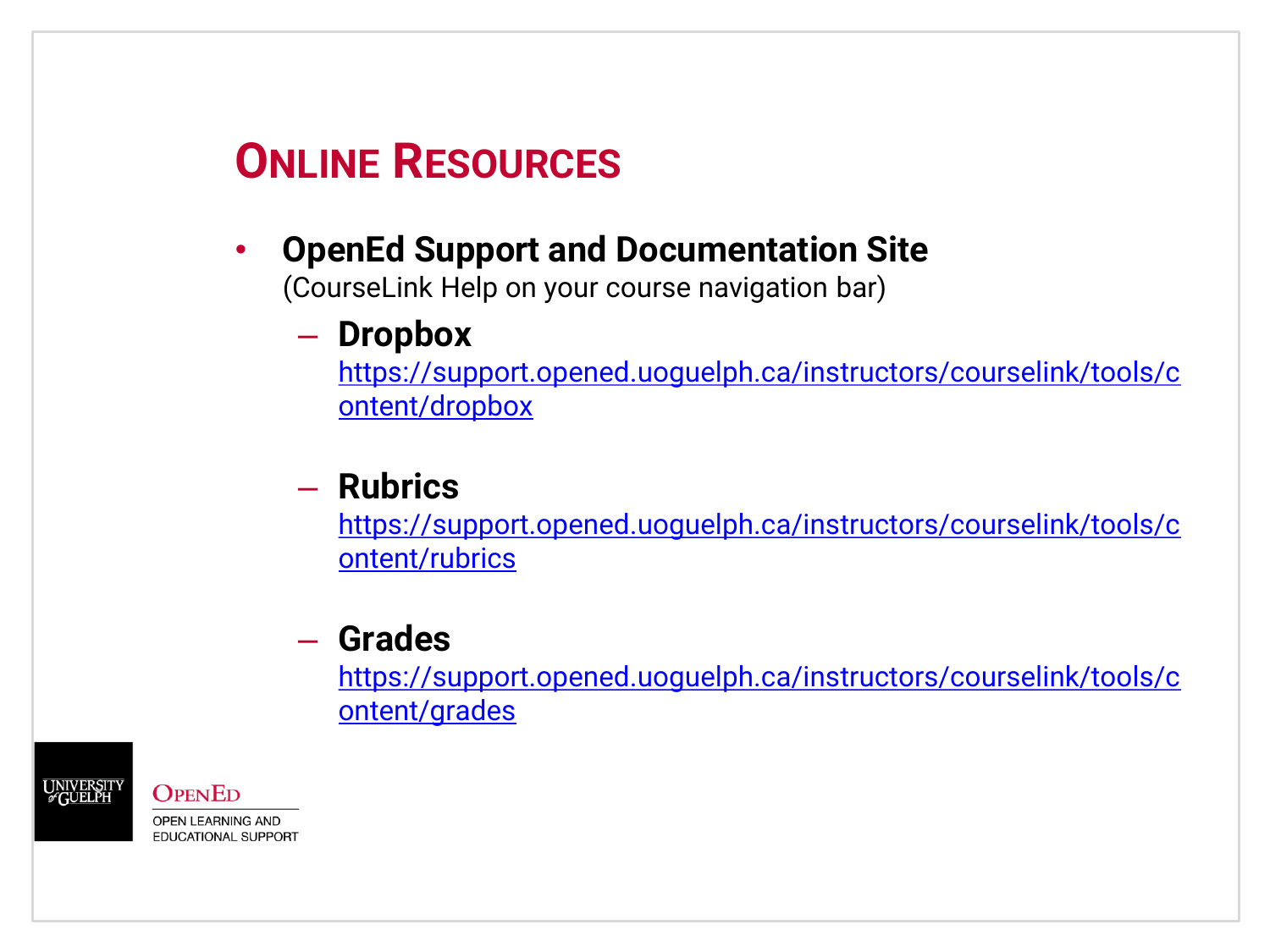# Online Resources

- **OpenEd Support and Documentation Site**
  (CourseLink Help on your course navigation bar)
  - **Dropbox**
    https://support.opened.uoguelph.ca/instructors/courselink/tools/content/dropbox
  - **Rubrics**
    https://support.opened.uoguelph.ca/instructors/courselink/tools/content/rubrics
  - **Grades**
    https://support.opened.uoguelph.ca/instructors/courselink/tools/content/grades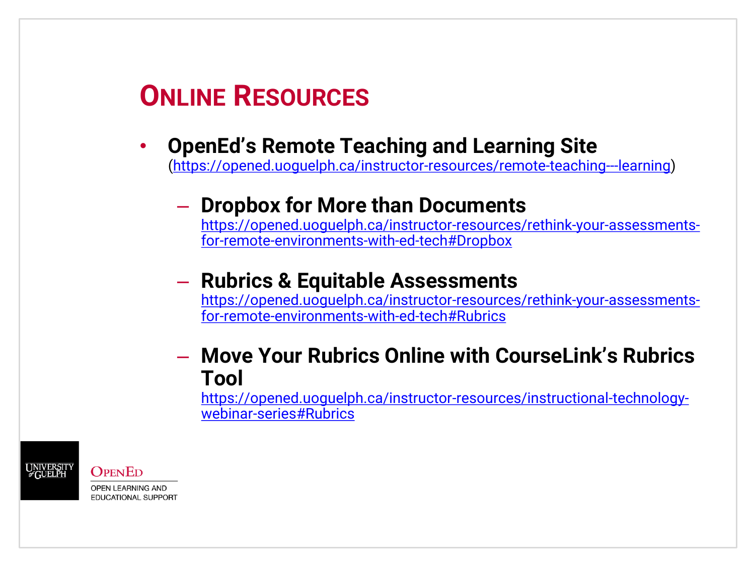# Online Resources

- **OpenEd's Remote Teaching and Learning Site** (https://opened.uoguelph.ca/instructor-resources/remote-teaching---learning)
  - **Dropbox for More than Documents**
    https://opened.uoguelph.ca/instructor-resources/rethink-your-assessments-for-remote-environments-with-ed-tech#Dropbox
  - **Rubrics & Equitable Assessments**
    https://opened.uoguelph.ca/instructor-resources/rethink-your-assessments-for-remote-environments-with-ed-tech#Rubrics
  - **Move Your Rubrics Online with CourseLink's Rubrics Tool**
    https://opened.uoguelph.ca/instructor-resources/instructional-technology-webinar-series#Rubrics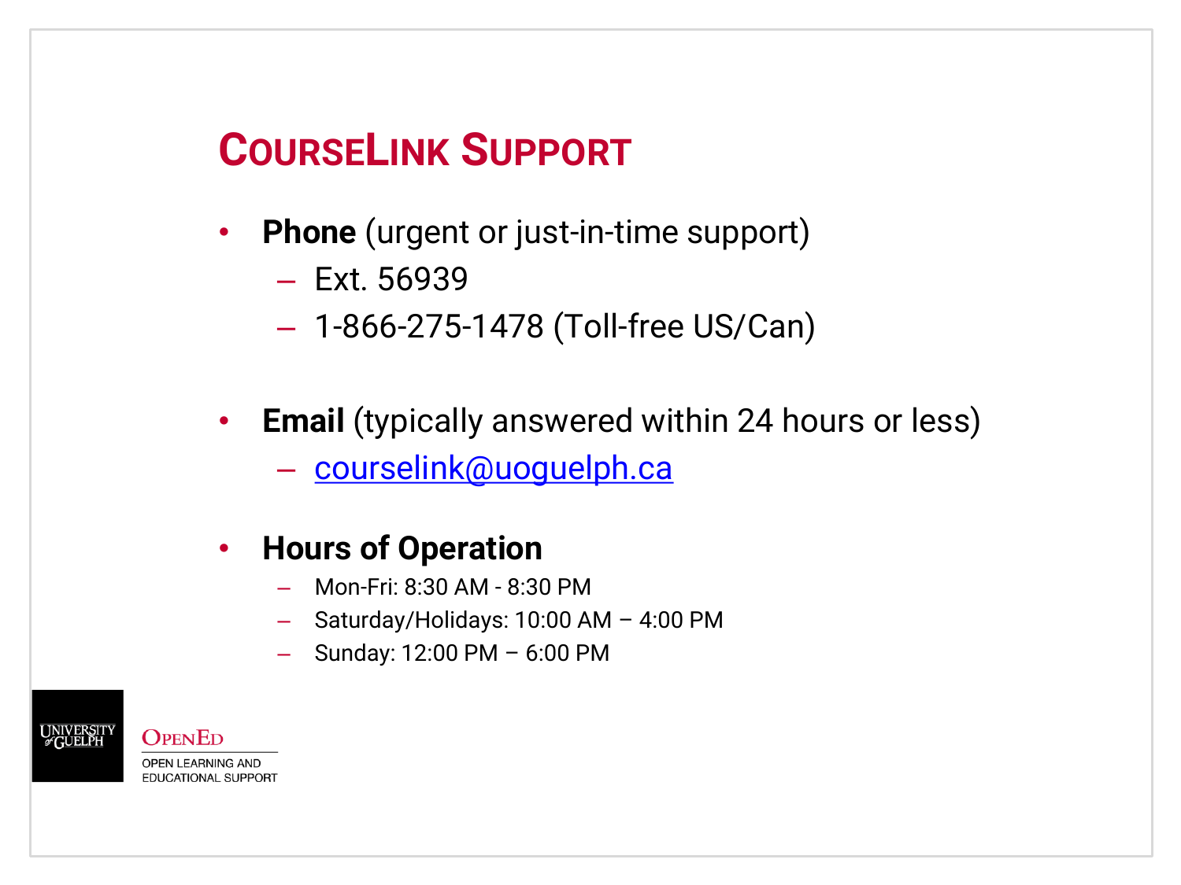# CourseLink Support

- **Phone** (urgent or just-in-time support)
  - Ext. 56939
  - 1-866-275-1478 (Toll-free US/Can)

- **Email** (typically answered within 24 hours or less)
  - courselink@uoguelph.ca

- **Hours of Operation**
  - Mon-Fri: 8:30 AM - 8:30 PM
  - Saturday/Holidays: 10:00 AM – 4:00 PM
  - Sunday: 12:00 PM – 6:00 PM

University of Guelph

OpenEd
OPEN LEARNING AND EDUCATIONAL SUPPORT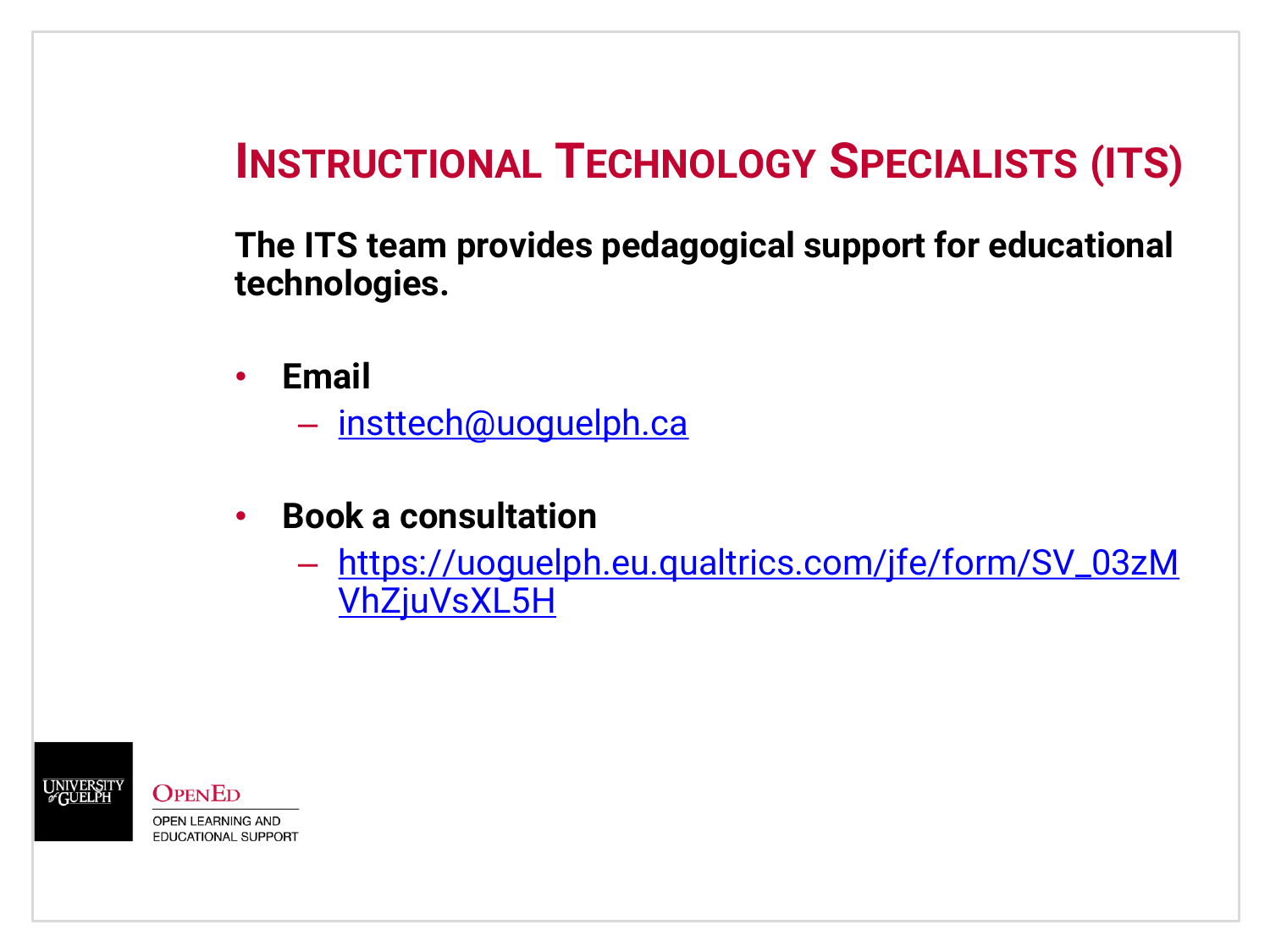# Instructional Technology Specialists (ITS)

**The ITS team provides pedagogical support for educational technologies.**

- **Email**
  - insttech@uoguelph.ca
- **Book a consultation**
  - https://uoguelph.eu.qualtrics.com/jfe/form/SV_03zMVhZjuVsXL5H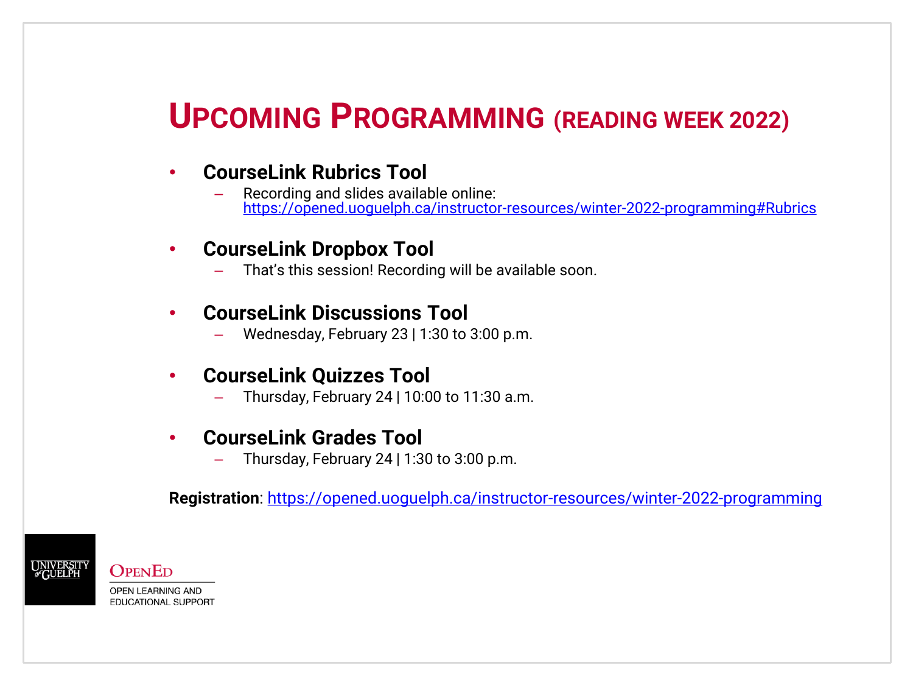# Upcoming Programming (Reading Week 2022)

- **CourseLink Rubrics Tool**
  - Recording and slides available online: https://opened.uoguelph.ca/instructor-resources/winter-2022-programming#Rubrics
- **CourseLink Dropbox Tool**
  - That's this session! Recording will be available soon.
- **CourseLink Discussions Tool**
  - Wednesday, February 23 | 1:30 to 3:00 p.m.
- **CourseLink Quizzes Tool**
  - Thursday, February 24 | 10:00 to 11:30 a.m.
- **CourseLink Grades Tool**
  - Thursday, February 24 | 1:30 to 3:00 p.m.

**Registration**: https://opened.uoguelph.ca/instructor-resources/winter-2022-programming

University of Guelph

OpenEd

Open Learning and Educational Support